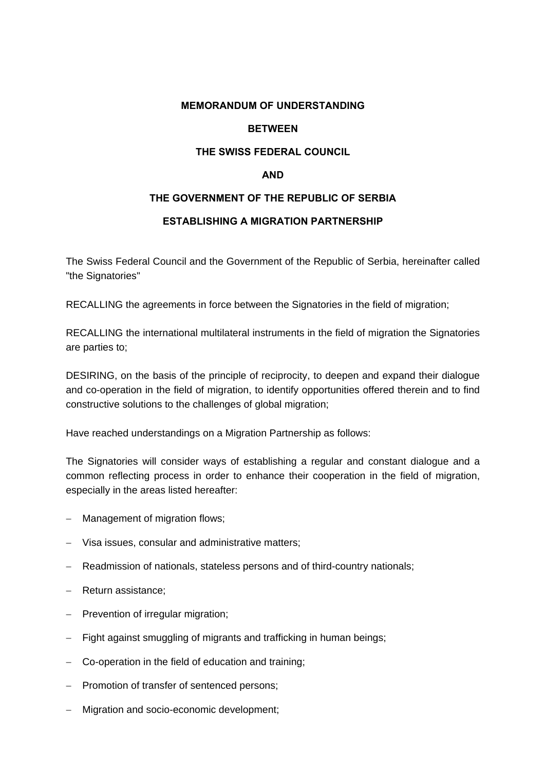**MEMORANDUM OF UNDERSTANDING**

**BETWEEN**

**THE SWISS FEDERAL COUNCIL**

**AND**

**THE GOVERNMENT OF THE REPUBLIC OF SERBIA**

**ESTABLISHING A MIGRATION PARTNERSHIP**

The Swiss Federal Council and the Government of the Republic of Serbia, hereinafter called "the Signatories"

RECALLING the agreements in force between the Signatories in the field of migration;

RECALLING the international multilateral instruments in the field of migration the Signatories are parties to;

DESIRING, on the basis of the principle of reciprocity, to deepen and expand their dialogue and co-operation in the field of migration, to identify opportunities offered therein and to find constructive solutions to the challenges of global migration;

Have reached understandings on a Migration Partnership as follows:

The Signatories will consider ways of establishing a regular and constant dialogue and a common reflecting process in order to enhance their cooperation in the field of migration, especially in the areas listed hereafter:

- Management of migration flows;
- Visa issues, consular and administrative matters;
- Readmission of nationals, stateless persons and of third-country nationals;
- Return assistance;
- Prevention of irregular migration;
- Fight against smuggling of migrants and trafficking in human beings;
- Co-operation in the field of education and training;
- Promotion of transfer of sentenced persons;
- Migration and socio-economic development;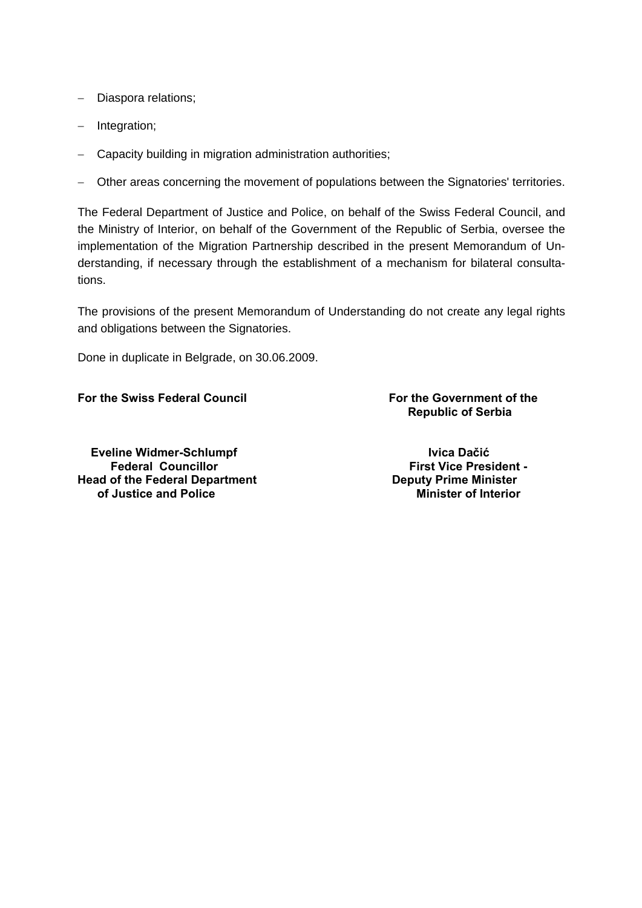- Diaspora relations;
- Integration;
- Capacity building in migration administration authorities;
- Other areas concerning the movement of populations between the Signatories' territories.

The Federal Department of Justice and Police, on behalf of the Swiss Federal Council, and the Ministry of Interior, on behalf of the Government of the Republic of Serbia, oversee the implementation of the Migration Partnership described in the present Memorandum of Understanding, if necessary through the establishment of a mechanism for bilateral consultations.

The provisions of the present Memorandum of Understanding do not create any legal rights and obligations between the Signatories.

Done in duplicate in Belgrade, on 30.06.2009.

| | |
|---|---|
| **For the Swiss Federal Council** | **For the Government of the Republic of Serbia** |
| **Eveline Widmer-Schlumpf**<br>**Federal Councillor**<br>**Head of the Federal Department of Justice and Police** | **Ivica Dačić**<br>**First Vice President - Deputy Prime Minister**<br>**Minister of Interior** |